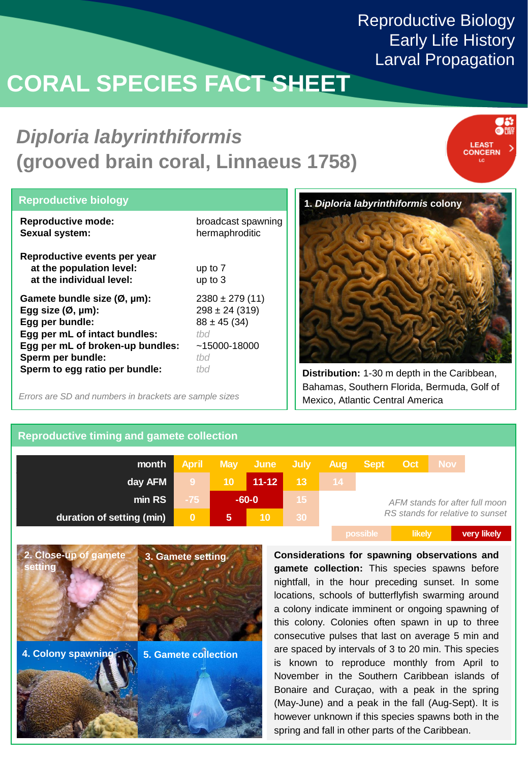Reproductive Biology
Early Life History
Larval Propagation

# CORAL SPECIES FACT SHEET

## *Diploria labyrinthiformis* (grooved brain coral, Linnaeus 1758)

LEAST CONCERN LC

### Reproductive biology

| | |
|---|---|
| **Reproductive mode:** | broadcast spawning |
| **Sexual system:** | hermaphroditic |
| **Reproductive events per year** | |
| **at the population level:** | up to 7 |
| **at the individual level:** | up to 3 |
| **Gamete bundle size (Ø, µm):** | 2380 ± 279 (11) |
| **Egg size (Ø, µm):** | 298 ± 24 (319) |
| **Egg per bundle:** | 88 ± 45 (34) |
| **Egg per mL of intact bundles:** | *tbd* |
| **Egg per mL of broken-up bundles:** | ~15000-18000 |
| **Sperm per bundle:** | *tbd* |
| **Sperm to egg ratio per bundle:** | *tbd* |

*Errors are SD and numbers in brackets are sample sizes*

**1.** ***Diploria labyrinthiformis*** **colony**

**Distribution:** 1-30 m depth in the Caribbean, Bahamas, Southern Florida, Bermuda, Golf of Mexico, Atlantic Central America

### Reproductive timing and gamete collection

| month | April | May | June | July | Aug | Sept | Oct | Nov |
|---|---|---|---|---|---|---|---|---|
| day AFM | 9 | 10 | 11-12 | 13 | 14 | | | |
| min RS | -75 | -60-0 | | 15 | | | | |
| duration of setting (min) | 0 | 5 | 10 | 30 | | | | |

*AFM stands for after full moon*
*RS stands for relative to sunset*

Legend: possible | likely | very likely

**2.** Close-up of gamete setting

**3.** Gamete setting

**4.** Colony spawning

**5.** Gamete collection

**Considerations for spawning observations and gamete collection:** This species spawns before nightfall, in the hour preceding sunset. In some locations, schools of butterflyfish swarming around a colony indicate imminent or ongoing spawning of this colony. Colonies often spawn in up to three consecutive pulses that last on average 5 min and are spaced by intervals of 3 to 20 min. This species is known to reproduce monthly from April to November in the Southern Caribbean islands of Bonaire and Curaçao, with a peak in the spring (May-June) and a peak in the fall (Aug-Sept). It is however unknown if this species spawns both in the spring and fall in other parts of the Caribbean.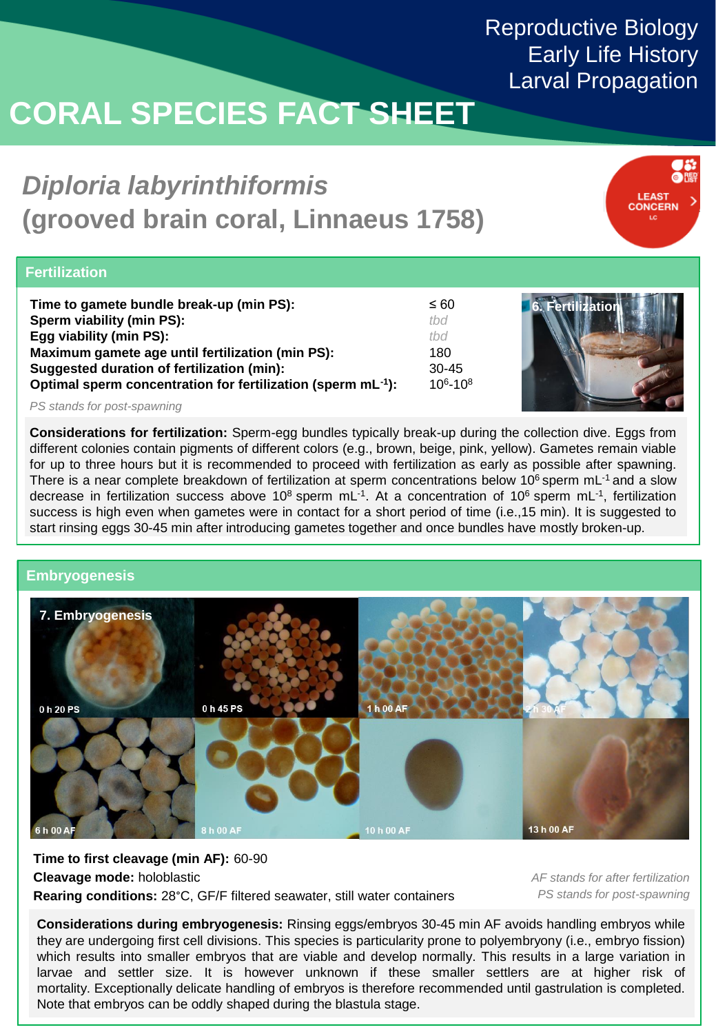Reproductive Biology
Early Life History
Larval Propagation

# CORAL SPECIES FACT SHEET

## *Diploria labyrinthiformis* (grooved brain coral, Linnaeus 1758)

LEAST CONCERN LC

### Fertilization

| | |
|---|---|
| **Time to gamete bundle break-up (min PS):** | ≤ 60 |
| **Sperm viability (min PS):** | *tbd* |
| **Egg viability (min PS):** | *tbd* |
| **Maximum gamete age until fertilization (min PS):** | 180 |
| **Suggested duration of fertilization (min):** | 30-45 |
| **Optimal sperm concentration for fertilization (sperm mL$^{-1}$):** | $10^6$-$10^8$ |

*PS stands for post-spawning*

6. Fertilization

**Considerations for fertilization:** Sperm-egg bundles typically break-up during the collection dive. Eggs from different colonies contain pigments of different colors (e.g., brown, beige, pink, yellow). Gametes remain viable for up to three hours but it is recommended to proceed with fertilization as early as possible after spawning. There is a near complete breakdown of fertilization at sperm concentrations below $10^6$ sperm mL$^{-1}$ and a slow decrease in fertilization success above $10^8$ sperm mL$^{-1}$. At a concentration of $10^6$ sperm mL$^{-1}$, fertilization success is high even when gametes were in contact for a short period of time (i.e.,15 min). It is suggested to start rinsing eggs 30-45 min after introducing gametes together and once bundles have mostly broken-up.

### Embryogenesis

7. Embryogenesis

0 h 20 PS | 0 h 45 PS | 1 h 00 AF | 2 h 30 AF | 6 h 00 AF | 8 h 00 AF | 10 h 00 AF | 13 h 00 AF

**Time to first cleavage (min AF):** 60-90
**Cleavage mode:** holoblastic
**Rearing conditions:** 28°C, GF/F filtered seawater, still water containers

*AF stands for after fertilization*
*PS stands for post-spawning*

**Considerations during embryogenesis:** Rinsing eggs/embryos 30-45 min AF avoids handling embryos while they are undergoing first cell divisions. This species is particularity prone to polyembryony (i.e., embryo fission) which results into smaller embryos that are viable and develop normally. This results in a large variation in larvae and settler size. It is however unknown if these smaller settlers are at higher risk of mortality. Exceptionally delicate handling of embryos is therefore recommended until gastrulation is completed. Note that embryos can be oddly shaped during the blastula stage.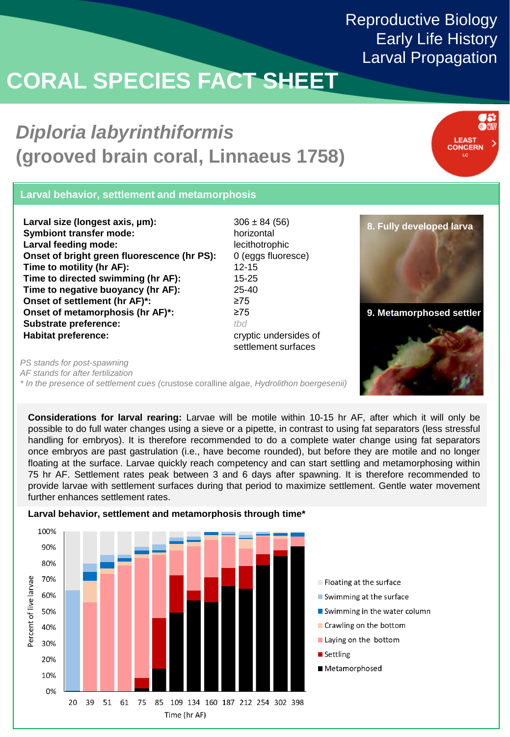Reproductive Biology
Early Life History
Larval Propagation

# CORAL SPECIES FACT SHEET

## *Diploria labyrinthiformis* (grooved brain coral, Linnaeus 1758)

LEAST CONCERN LC

### Larval behavior, settlement and metamorphosis

| | |
|---|---|
| **Larval size (longest axis, µm):** | 306 ± 84 (56) |
| **Symbiont transfer mode:** | horizontal |
| **Larval feeding mode:** | lecithotrophic |
| **Onset of bright green fluorescence (hr PS):** | 0 (eggs fluoresce) |
| **Time to motility (hr AF):** | 12-15 |
| **Time to directed swimming (hr AF):** | 15-25 |
| **Time to negative buoyancy (hr AF):** | 25-40 |
| **Onset of settlement (hr AF)*:** | ≥75 |
| **Onset of metamorphosis (hr AF)*:** | ≥75 |
| **Substrate preference:** | *tbd* |
| **Habitat preference:** | cryptic undersides of settlement surfaces |

*PS stands for post-spawning*
*AF stands for after fertilization*
*\* In the presence of settlement cues* (crustose coralline algae, *Hydrolithon boergesenii*)

**8. Fully developed larva**

**9. Metamorphosed settler**

**Considerations for larval rearing:** Larvae will be motile within 10-15 hr AF, after which it will only be possible to do full water changes using a sieve or a pipette, in contrast to using fat separators (less stressful handling for embryos). It is therefore recommended to do a complete water change using fat separators once embryos are past gastrulation (i.e., have become rounded), but before they are motile and no longer floating at the surface. Larvae quickly reach competency and can start settling and metamorphosing within 75 hr AF. Settlement rates peak between 3 and 6 days after spawning. It is therefore recommended to provide larvae with settlement surfaces during that period to maximize settlement. Gentle water movement further enhances settlement rates.

**Larval behavior, settlement and metamorphosis through time***

Percent of live larvae (0%–100%); Time (hr AF): 20, 39, 51, 61, 75, 85, 109, 134, 160, 187, 212, 254, 302, 398

Legend: Floating at the surface; Swimming at the surface; Swimming in the water column; Crawling on the bottom; Laying on the bottom; Settling; Metamorphosed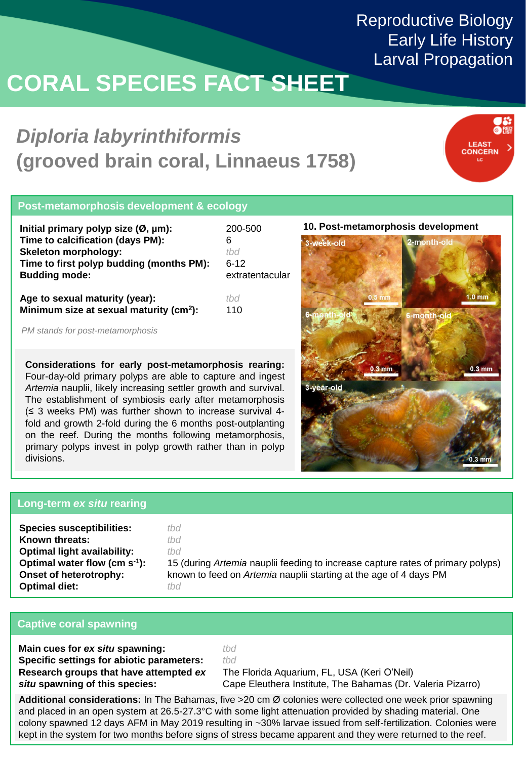Reproductive Biology
Early Life History
Larval Propagation

# CORAL SPECIES FACT SHEET

## *Diploria labyrinthiformis* (grooved brain coral, Linnaeus 1758)

LEAST CONCERN LC

### Post-metamorphosis development & ecology

| | |
|---|---|
| **Initial primary polyp size (Ø, µm):** | 200-500 |
| **Time to calcification (days PM):** | 6 |
| **Skeleton morphology:** | *tbd* |
| **Time to first polyp budding (months PM):** | 6-12 |
| **Budding mode:** | extratentacular |
| **Age to sexual maturity (year):** | *tbd* |
| **Minimum size at sexual maturity (cm²):** | 110 |

*PM stands for post-metamorphosis*

**Considerations for early post-metamorphosis rearing:** Four-day-old primary polyps are able to capture and ingest *Artemia* nauplii, likely increasing settler growth and survival. The establishment of symbiosis early after metamorphosis (≤ 3 weeks PM) was further shown to increase survival 4-fold and growth 2-fold during the 6 months post-outplanting on the reef. During the months following metamorphosis, primary polyps invest in polyp growth rather than in polyp divisions.

**10. Post-metamorphosis development**

3-week-old, 0.5 mm; 2-month-old, 1.0 mm; 6-month-old, 0.3 mm; 6-month-old, 0.3 mm; 3-year-old, 0.3 mm

### Long-term *ex situ* rearing

| | |
|---|---|
| **Species susceptibilities:** | *tbd* |
| **Known threats:** | *tbd* |
| **Optimal light availability:** | *tbd* |
| **Optimal water flow (cm s⁻¹):** | 15 (during *Artemia* nauplii feeding to increase capture rates of primary polyps) |
| **Onset of heterotrophy:** | known to feed on *Artemia* nauplii starting at the age of 4 days PM |
| **Optimal diet:** | *tbd* |

### Captive coral spawning

| | |
|---|---|
| **Main cues for *ex situ* spawning:** | *tbd* |
| **Specific settings for abiotic parameters:** | *tbd* |
| **Research groups that have attempted *ex situ* spawning of this species:** | The Florida Aquarium, FL, USA (Keri O'Neil)<br>Cape Eleuthera Institute, The Bahamas (Dr. Valeria Pizarro) |

**Additional considerations:** In The Bahamas, five >20 cm Ø colonies were collected one week prior spawning and placed in an open system at 26.5-27.3°C with some light attenuation provided by shading material. One colony spawned 12 days AFM in May 2019 resulting in ~30% larvae issued from self-fertilization. Colonies were kept in the system for two months before signs of stress became apparent and they were returned to the reef.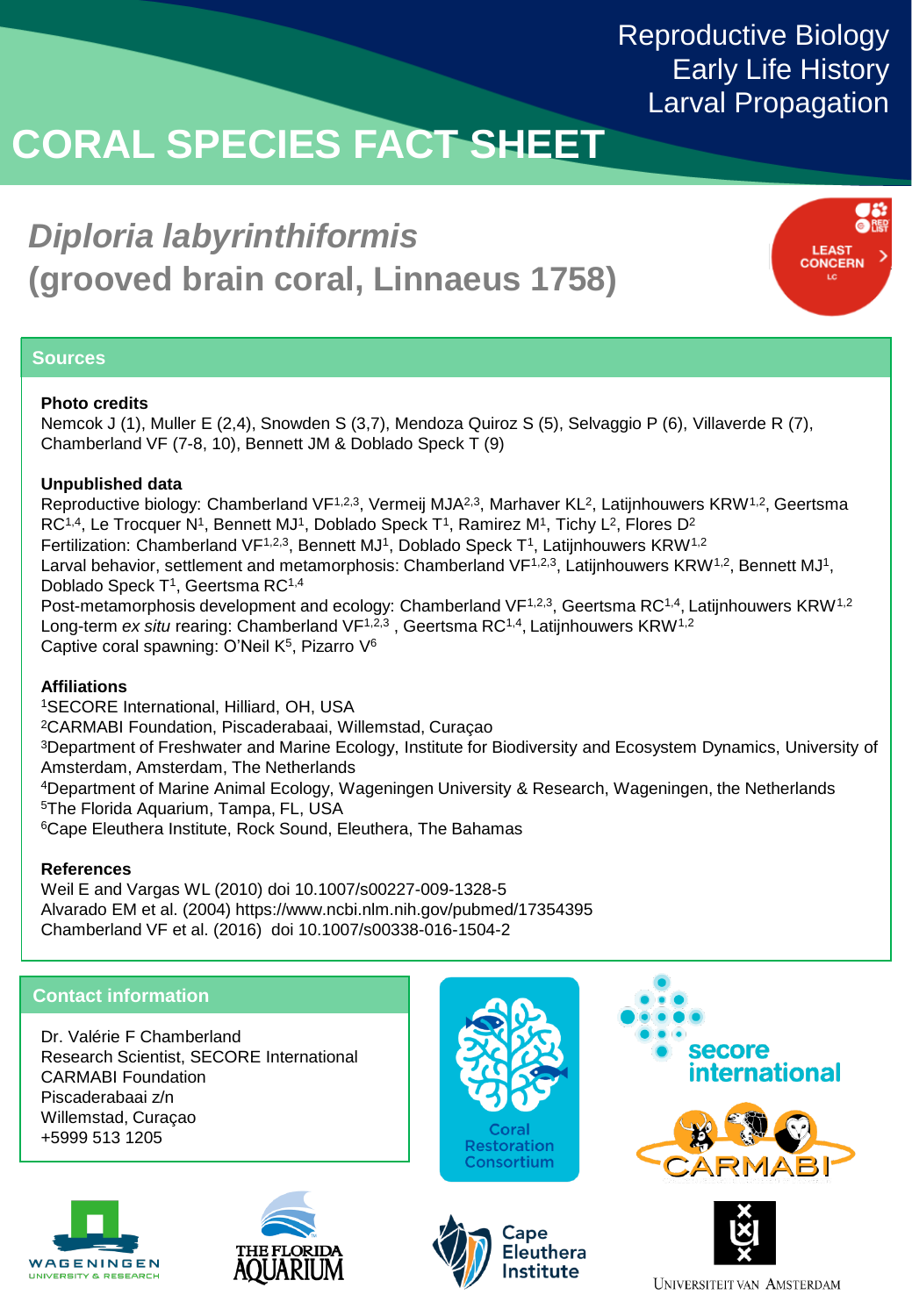Reproductive Biology
Early Life History
Larval Propagation

# CORAL SPECIES FACT SHEET

## *Diploria labyrinthiformis* (grooved brain coral, Linnaeus 1758)

LEAST CONCERN LC

## Sources

**Photo credits**

Nemcok J (1), Muller E (2,4), Snowden S (3,7), Mendoza Quiroz S (5), Selvaggio P (6), Villaverde R (7), Chamberland VF (7-8, 10), Bennett JM & Doblado Speck T (9)

**Unpublished data**

Reproductive biology: Chamberland VF[1,2,3], Vermeij MJA[2,3], Marhaver KL[2], Latijnhouwers KRW[1,2], Geertsma RC[1,4], Le Trocquer N[1], Bennett MJ[1], Doblado Speck T[1], Ramirez M[1], Tichy L[2], Flores D[2]
Fertilization: Chamberland VF[1,2,3], Bennett MJ[1], Doblado Speck T[1], Latijnhouwers KRW[1,2]
Larval behavior, settlement and metamorphosis: Chamberland VF[1,2,3], Latijnhouwers KRW[1,2], Bennett MJ[1], Doblado Speck T[1], Geertsma RC[1,4]
Post-metamorphosis development and ecology: Chamberland VF[1,2,3], Geertsma RC[1,4], Latijnhouwers KRW[1,2]
Long-term *ex situ* rearing: Chamberland VF[1,2,3] , Geertsma RC[1,4], Latijnhouwers KRW[1,2]
Captive coral spawning: O'Neil K[5], Pizarro V[6]

**Affiliations**

[1]SECORE International, Hilliard, OH, USA
[2]CARMABI Foundation, Piscaderabaai, Willemstad, Curaçao
[3]Department of Freshwater and Marine Ecology, Institute for Biodiversity and Ecosystem Dynamics, University of Amsterdam, Amsterdam, The Netherlands
[4]Department of Marine Animal Ecology, Wageningen University & Research, Wageningen, the Netherlands
[5]The Florida Aquarium, Tampa, FL, USA
[6]Cape Eleuthera Institute, Rock Sound, Eleuthera, The Bahamas

**References**

Weil E and Vargas WL (2010) doi 10.1007/s00227-009-1328-5
Alvarado EM et al. (2004) https://www.ncbi.nlm.nih.gov/pubmed/17354395
Chamberland VF et al. (2016) doi 10.1007/s00338-016-1504-2

## Contact information

Dr. Valérie F Chamberland
Research Scientist, SECORE International
CARMABI Foundation
Piscaderabaai z/n
Willemstad, Curaçao
+5999 513 1205

Coral Restoration Consortium

secore international

CARMABI

WAGENINGEN UNIVERSITY & RESEARCH

THE FLORIDA AQUARIUM

Cape Eleuthera Institute

UNIVERSITEIT VAN AMSTERDAM